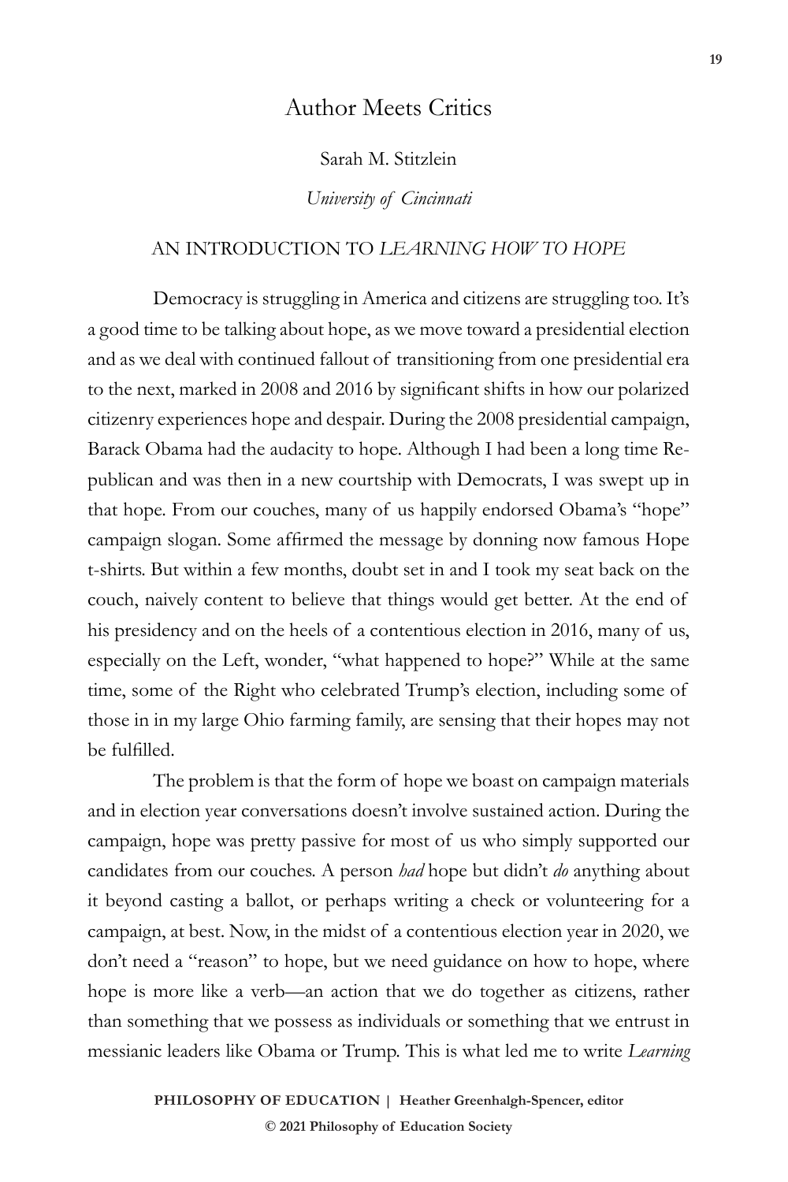# Author Meets Critics

Sarah M. Stitzlein

*University of Cincinnati*

## AN INTRODUCTION TO *LEARNING HOW TO HOPE*

Democracy is struggling in America and citizens are struggling too. It's a good time to be talking about hope, as we move toward a presidential election and as we deal with continued fallout of transitioning from one presidential era to the next, marked in 2008 and 2016 by significant shifts in how our polarized citizenry experiences hope and despair. During the 2008 presidential campaign, Barack Obama had the audacity to hope. Although I had been a long time Republican and was then in a new courtship with Democrats, I was swept up in that hope. From our couches, many of us happily endorsed Obama's "hope" campaign slogan. Some affirmed the message by donning now famous Hope t-shirts. But within a few months, doubt set in and I took my seat back on the couch, naively content to believe that things would get better. At the end of his presidency and on the heels of a contentious election in 2016, many of us, especially on the Left, wonder, "what happened to hope?" While at the same time, some of the Right who celebrated Trump's election, including some of those in in my large Ohio farming family, are sensing that their hopes may not be fulfilled.

The problem is that the form of hope we boast on campaign materials and in election year conversations doesn't involve sustained action. During the campaign, hope was pretty passive for most of us who simply supported our candidates from our couches. A person *had* hope but didn't *do* anything about it beyond casting a ballot, or perhaps writing a check or volunteering for a campaign, at best. Now, in the midst of a contentious election year in 2020, we don't need a "reason" to hope, but we need guidance on how to hope, where hope is more like a verb—an action that we do together as citizens, rather than something that we possess as individuals or something that we entrust in messianic leaders like Obama or Trump. This is what led me to write *Learning*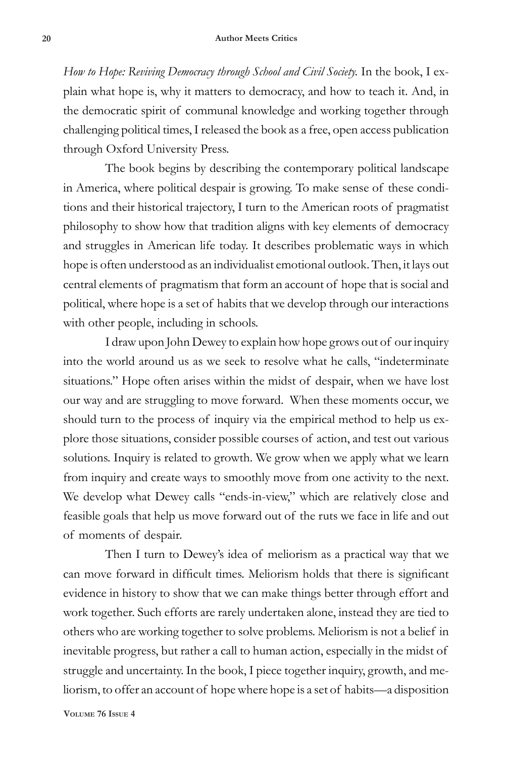*How to Hope: Reviving Democracy through School and Civil Society.* In the book, I explain what hope is, why it matters to democracy, and how to teach it. And, in the democratic spirit of communal knowledge and working together through challenging political times, I released the book as a free, open access publication through Oxford University Press.

The book begins by describing the contemporary political landscape in America, where political despair is growing. To make sense of these conditions and their historical trajectory, I turn to the American roots of pragmatist philosophy to show how that tradition aligns with key elements of democracy and struggles in American life today. It describes problematic ways in which hope is often understood as an individualist emotional outlook. Then, it lays out central elements of pragmatism that form an account of hope that is social and political, where hope is a set of habits that we develop through our interactions with other people, including in schools.

I draw upon John Dewey to explain how hope grows out of our inquiry into the world around us as we seek to resolve what he calls, "indeterminate situations." Hope often arises within the midst of despair, when we have lost our way and are struggling to move forward. When these moments occur, we should turn to the process of inquiry via the empirical method to help us explore those situations, consider possible courses of action, and test out various solutions. Inquiry is related to growth. We grow when we apply what we learn from inquiry and create ways to smoothly move from one activity to the next. We develop what Dewey calls "ends-in-view," which are relatively close and feasible goals that help us move forward out of the ruts we face in life and out of moments of despair.

Then I turn to Dewey's idea of meliorism as a practical way that we can move forward in difficult times. Meliorism holds that there is significant evidence in history to show that we can make things better through effort and work together. Such efforts are rarely undertaken alone, instead they are tied to others who are working together to solve problems. Meliorism is not a belief in inevitable progress, but rather a call to human action, especially in the midst of struggle and uncertainty. In the book, I piece together inquiry, growth, and meliorism, to offer an account of hope where hope is a set of habits—a disposition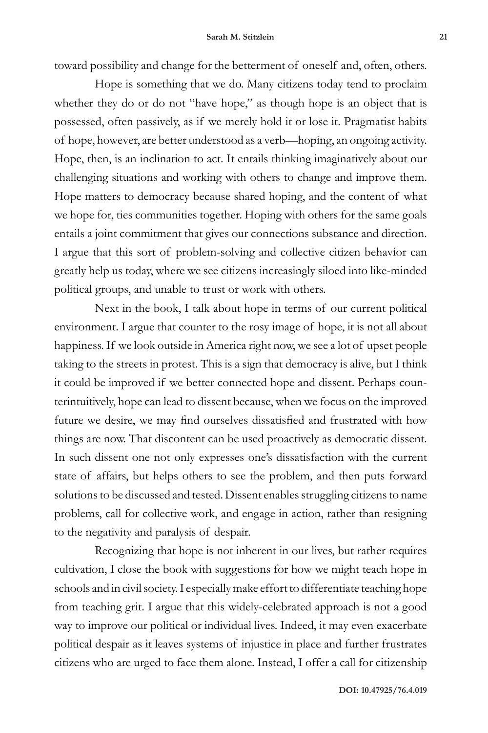toward possibility and change for the betterment of oneself and, often, others.

Hope is something that we do. Many citizens today tend to proclaim whether they do or do not "have hope," as though hope is an object that is possessed, often passively, as if we merely hold it or lose it. Pragmatist habits of hope, however, are better understood as a verb—hoping, an ongoing activity. Hope, then, is an inclination to act. It entails thinking imaginatively about our challenging situations and working with others to change and improve them. Hope matters to democracy because shared hoping, and the content of what we hope for, ties communities together. Hoping with others for the same goals entails a joint commitment that gives our connections substance and direction. I argue that this sort of problem-solving and collective citizen behavior can greatly help us today, where we see citizens increasingly siloed into like-minded political groups, and unable to trust or work with others.

Next in the book, I talk about hope in terms of our current political environment. I argue that counter to the rosy image of hope, it is not all about happiness. If we look outside in America right now, we see a lot of upset people taking to the streets in protest. This is a sign that democracy is alive, but I think it could be improved if we better connected hope and dissent. Perhaps counterintuitively, hope can lead to dissent because, when we focus on the improved future we desire, we may find ourselves dissatisfied and frustrated with how things are now. That discontent can be used proactively as democratic dissent. In such dissent one not only expresses one's dissatisfaction with the current state of affairs, but helps others to see the problem, and then puts forward solutions to be discussed and tested. Dissent enables struggling citizens to name problems, call for collective work, and engage in action, rather than resigning to the negativity and paralysis of despair.

Recognizing that hope is not inherent in our lives, but rather requires cultivation, I close the book with suggestions for how we might teach hope in schools and in civil society. I especially make effort to differentiate teaching hope from teaching grit. I argue that this widely-celebrated approach is not a good way to improve our political or individual lives. Indeed, it may even exacerbate political despair as it leaves systems of injustice in place and further frustrates citizens who are urged to face them alone. Instead, I offer a call for citizenship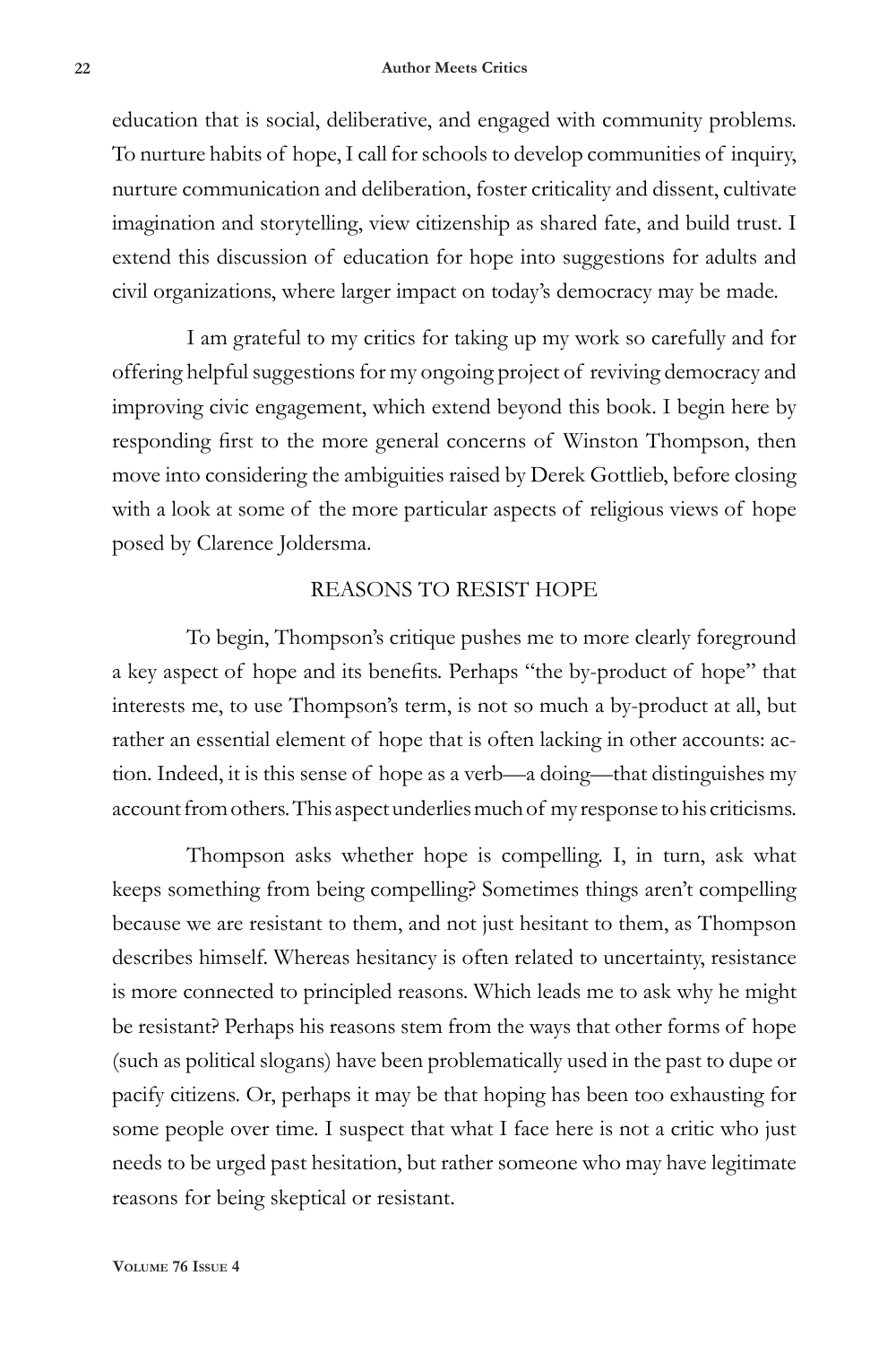education that is social, deliberative, and engaged with community problems. To nurture habits of hope, I call for schools to develop communities of inquiry, nurture communication and deliberation, foster criticality and dissent, cultivate imagination and storytelling, view citizenship as shared fate, and build trust. I extend this discussion of education for hope into suggestions for adults and civil organizations, where larger impact on today's democracy may be made.

I am grateful to my critics for taking up my work so carefully and for offering helpful suggestions for my ongoing project of reviving democracy and improving civic engagement, which extend beyond this book. I begin here by responding first to the more general concerns of Winston Thompson, then move into considering the ambiguities raised by Derek Gottlieb, before closing with a look at some of the more particular aspects of religious views of hope posed by Clarence Joldersma.

## REASONS TO RESIST HOPE

To begin, Thompson's critique pushes me to more clearly foreground a key aspect of hope and its benefits. Perhaps "the by-product of hope" that interests me, to use Thompson's term, is not so much a by-product at all, but rather an essential element of hope that is often lacking in other accounts: action. Indeed, it is this sense of hope as a verb—a doing—that distinguishes my account from others. This aspect underlies much of my response to his criticisms.

Thompson asks whether hope is compelling. I, in turn, ask what keeps something from being compelling? Sometimes things aren't compelling because we are resistant to them, and not just hesitant to them, as Thompson describes himself. Whereas hesitancy is often related to uncertainty, resistance is more connected to principled reasons. Which leads me to ask why he might be resistant? Perhaps his reasons stem from the ways that other forms of hope (such as political slogans) have been problematically used in the past to dupe or pacify citizens. Or, perhaps it may be that hoping has been too exhausting for some people over time. I suspect that what I face here is not a critic who just needs to be urged past hesitation, but rather someone who may have legitimate reasons for being skeptical or resistant.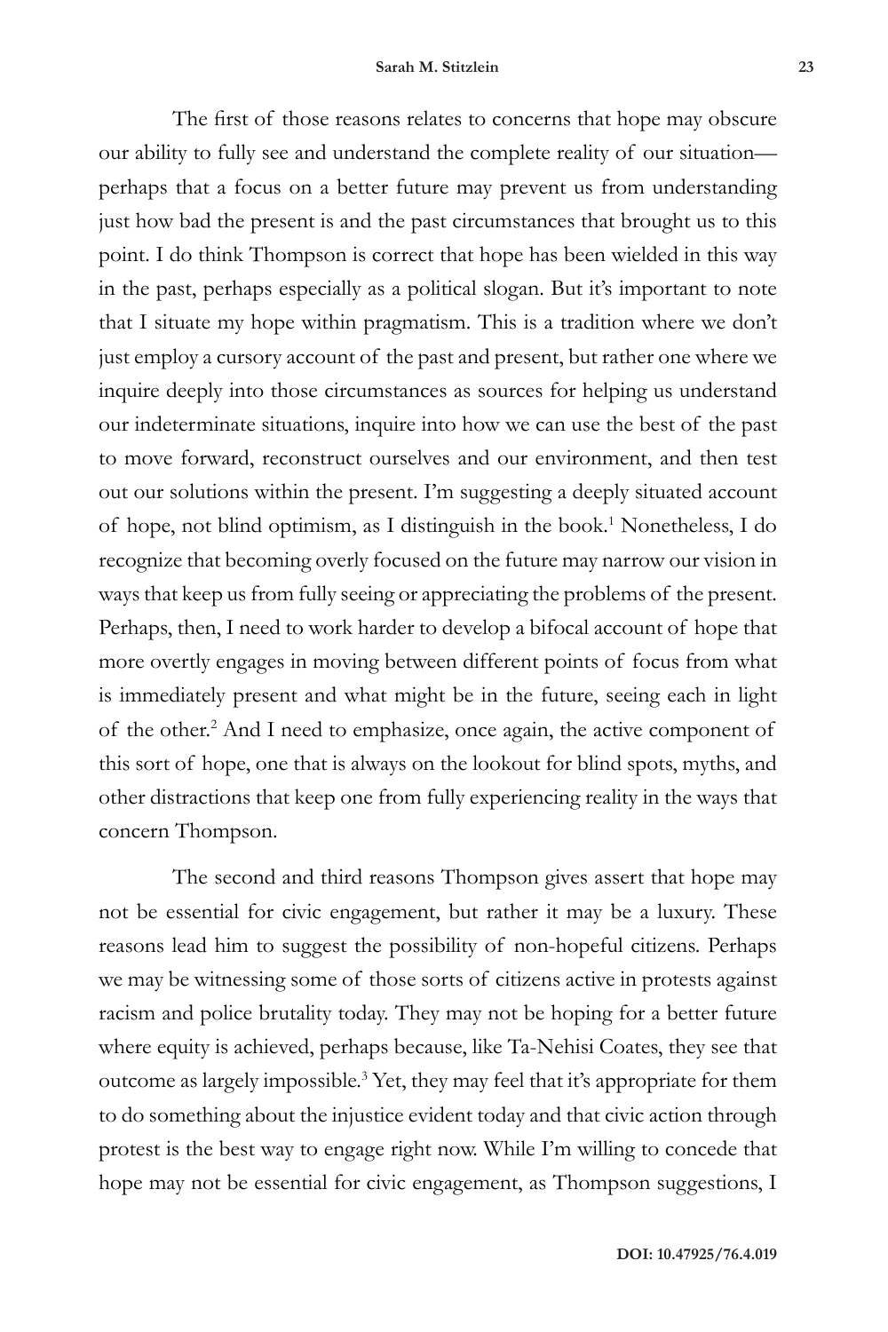The first of those reasons relates to concerns that hope may obscure our ability to fully see and understand the complete reality of our situation—perhaps that a focus on a better future may prevent us from understanding just how bad the present is and the past circumstances that brought us to this point. I do think Thompson is correct that hope has been wielded in this way in the past, perhaps especially as a political slogan. But it's important to note that I situate my hope within pragmatism. This is a tradition where we don't just employ a cursory account of the past and present, but rather one where we inquire deeply into those circumstances as sources for helping us understand our indeterminate situations, inquire into how we can use the best of the past to move forward, reconstruct ourselves and our environment, and then test out our solutions within the present. I'm suggesting a deeply situated account of hope, not blind optimism, as I distinguish in the book.[1] Nonetheless, I do recognize that becoming overly focused on the future may narrow our vision in ways that keep us from fully seeing or appreciating the problems of the present. Perhaps, then, I need to work harder to develop a bifocal account of hope that more overtly engages in moving between different points of focus from what is immediately present and what might be in the future, seeing each in light of the other.[2] And I need to emphasize, once again, the active component of this sort of hope, one that is always on the lookout for blind spots, myths, and other distractions that keep one from fully experiencing reality in the ways that concern Thompson.

The second and third reasons Thompson gives assert that hope may not be essential for civic engagement, but rather it may be a luxury. These reasons lead him to suggest the possibility of non-hopeful citizens. Perhaps we may be witnessing some of those sorts of citizens active in protests against racism and police brutality today. They may not be hoping for a better future where equity is achieved, perhaps because, like Ta-Nehisi Coates, they see that outcome as largely impossible.[3] Yet, they may feel that it's appropriate for them to do something about the injustice evident today and that civic action through protest is the best way to engage right now. While I'm willing to concede that hope may not be essential for civic engagement, as Thompson suggestions, I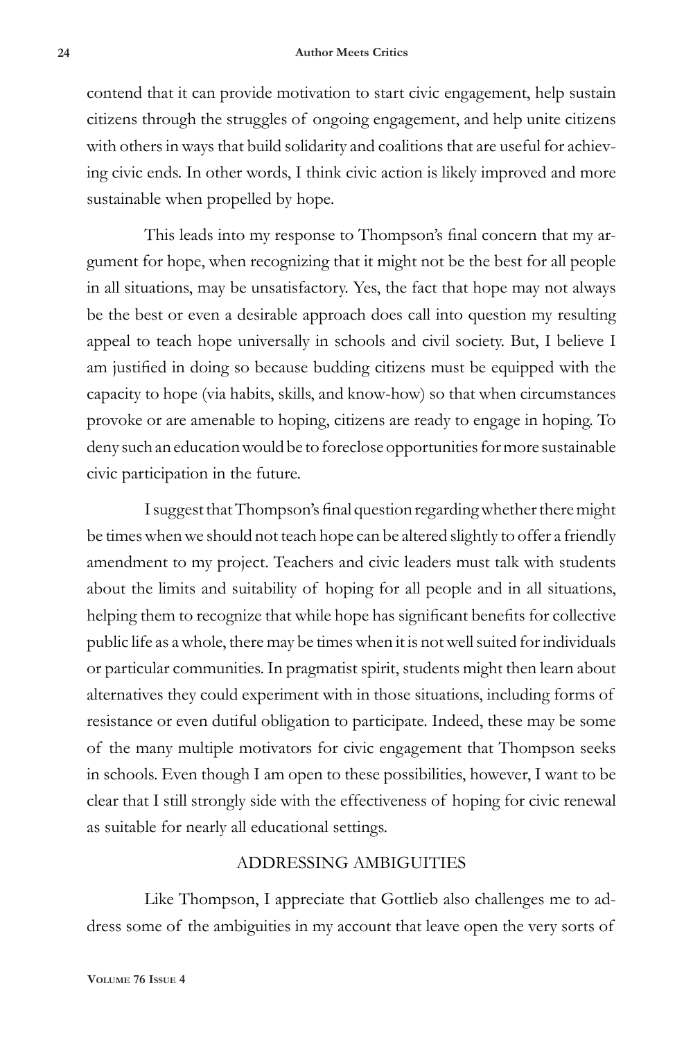contend that it can provide motivation to start civic engagement, help sustain citizens through the struggles of ongoing engagement, and help unite citizens with others in ways that build solidarity and coalitions that are useful for achieving civic ends. In other words, I think civic action is likely improved and more sustainable when propelled by hope.

This leads into my response to Thompson's final concern that my argument for hope, when recognizing that it might not be the best for all people in all situations, may be unsatisfactory. Yes, the fact that hope may not always be the best or even a desirable approach does call into question my resulting appeal to teach hope universally in schools and civil society. But, I believe I am justified in doing so because budding citizens must be equipped with the capacity to hope (via habits, skills, and know-how) so that when circumstances provoke or are amenable to hoping, citizens are ready to engage in hoping. To deny such an education would be to foreclose opportunities for more sustainable civic participation in the future.

I suggest that Thompson's final question regarding whether there might be times when we should not teach hope can be altered slightly to offer a friendly amendment to my project. Teachers and civic leaders must talk with students about the limits and suitability of hoping for all people and in all situations, helping them to recognize that while hope has significant benefits for collective public life as a whole, there may be times when it is not well suited for individuals or particular communities. In pragmatist spirit, students might then learn about alternatives they could experiment with in those situations, including forms of resistance or even dutiful obligation to participate. Indeed, these may be some of the many multiple motivators for civic engagement that Thompson seeks in schools. Even though I am open to these possibilities, however, I want to be clear that I still strongly side with the effectiveness of hoping for civic renewal as suitable for nearly all educational settings.

## ADDRESSING AMBIGUITIES

Like Thompson, I appreciate that Gottlieb also challenges me to address some of the ambiguities in my account that leave open the very sorts of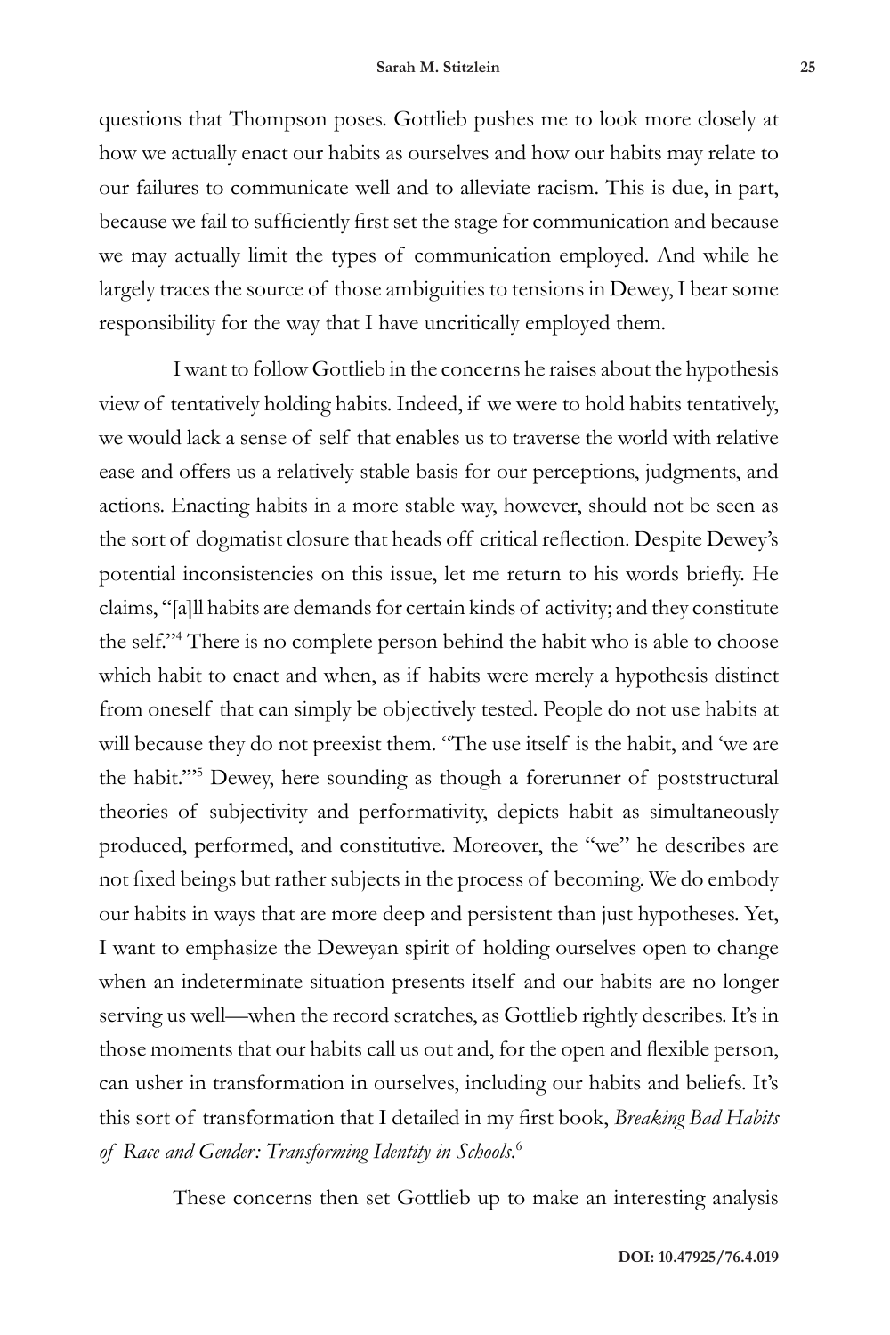questions that Thompson poses. Gottlieb pushes me to look more closely at how we actually enact our habits as ourselves and how our habits may relate to our failures to communicate well and to alleviate racism. This is due, in part, because we fail to sufficiently first set the stage for communication and because we may actually limit the types of communication employed. And while he largely traces the source of those ambiguities to tensions in Dewey, I bear some responsibility for the way that I have uncritically employed them.

I want to follow Gottlieb in the concerns he raises about the hypothesis view of tentatively holding habits. Indeed, if we were to hold habits tentatively, we would lack a sense of self that enables us to traverse the world with relative ease and offers us a relatively stable basis for our perceptions, judgments, and actions. Enacting habits in a more stable way, however, should not be seen as the sort of dogmatist closure that heads off critical reflection. Despite Dewey's potential inconsistencies on this issue, let me return to his words briefly. He claims, "[a]ll habits are demands for certain kinds of activity; and they constitute the self."[4] There is no complete person behind the habit who is able to choose which habit to enact and when, as if habits were merely a hypothesis distinct from oneself that can simply be objectively tested. People do not use habits at will because they do not preexist them. "The use itself is the habit, and 'we are the habit.'"[5] Dewey, here sounding as though a forerunner of poststructural theories of subjectivity and performativity, depicts habit as simultaneously produced, performed, and constitutive. Moreover, the "we" he describes are not fixed beings but rather subjects in the process of becoming. We do embody our habits in ways that are more deep and persistent than just hypotheses. Yet, I want to emphasize the Deweyan spirit of holding ourselves open to change when an indeterminate situation presents itself and our habits are no longer serving us well—when the record scratches, as Gottlieb rightly describes. It's in those moments that our habits call us out and, for the open and flexible person, can usher in transformation in ourselves, including our habits and beliefs. It's this sort of transformation that I detailed in my first book, *Breaking Bad Habits of Race and Gender: Transforming Identity in Schools*.[6]

These concerns then set Gottlieb up to make an interesting analysis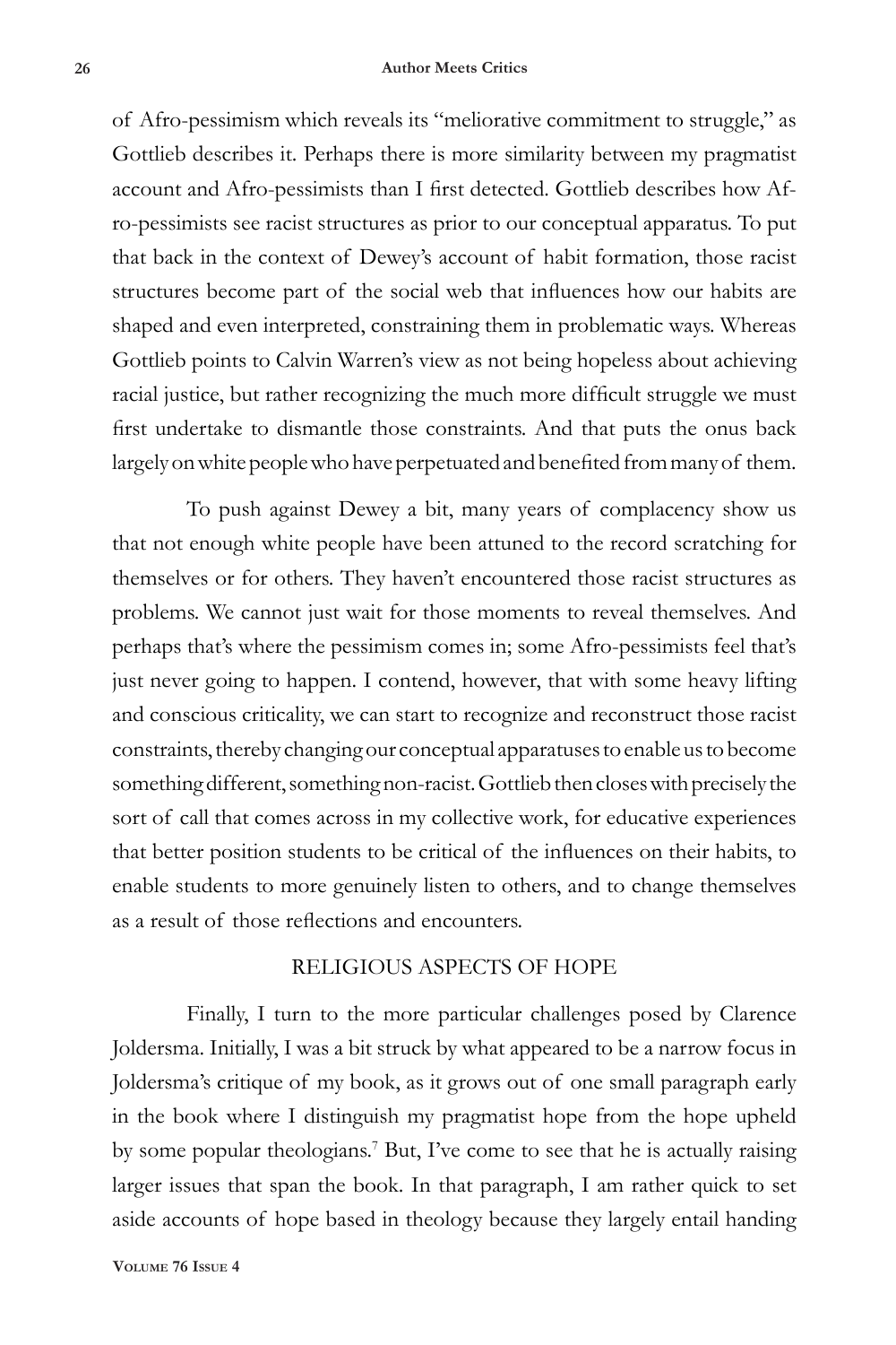of Afro-pessimism which reveals its "meliorative commitment to struggle," as Gottlieb describes it. Perhaps there is more similarity between my pragmatist account and Afro-pessimists than I first detected. Gottlieb describes how Afro-pessimists see racist structures as prior to our conceptual apparatus. To put that back in the context of Dewey's account of habit formation, those racist structures become part of the social web that influences how our habits are shaped and even interpreted, constraining them in problematic ways. Whereas Gottlieb points to Calvin Warren's view as not being hopeless about achieving racial justice, but rather recognizing the much more difficult struggle we must first undertake to dismantle those constraints. And that puts the onus back largely on white people who have perpetuated and benefited from many of them.

To push against Dewey a bit, many years of complacency show us that not enough white people have been attuned to the record scratching for themselves or for others. They haven't encountered those racist structures as problems. We cannot just wait for those moments to reveal themselves. And perhaps that's where the pessimism comes in; some Afro-pessimists feel that's just never going to happen. I contend, however, that with some heavy lifting and conscious criticality, we can start to recognize and reconstruct those racist constraints, thereby changing our conceptual apparatuses to enable us to become something different, something non-racist. Gottlieb then closes with precisely the sort of call that comes across in my collective work, for educative experiences that better position students to be critical of the influences on their habits, to enable students to more genuinely listen to others, and to change themselves as a result of those reflections and encounters.

## RELIGIOUS ASPECTS OF HOPE

Finally, I turn to the more particular challenges posed by Clarence Joldersma. Initially, I was a bit struck by what appeared to be a narrow focus in Joldersma's critique of my book, as it grows out of one small paragraph early in the book where I distinguish my pragmatist hope from the hope upheld by some popular theologians.[7] But, I've come to see that he is actually raising larger issues that span the book. In that paragraph, I am rather quick to set aside accounts of hope based in theology because they largely entail handing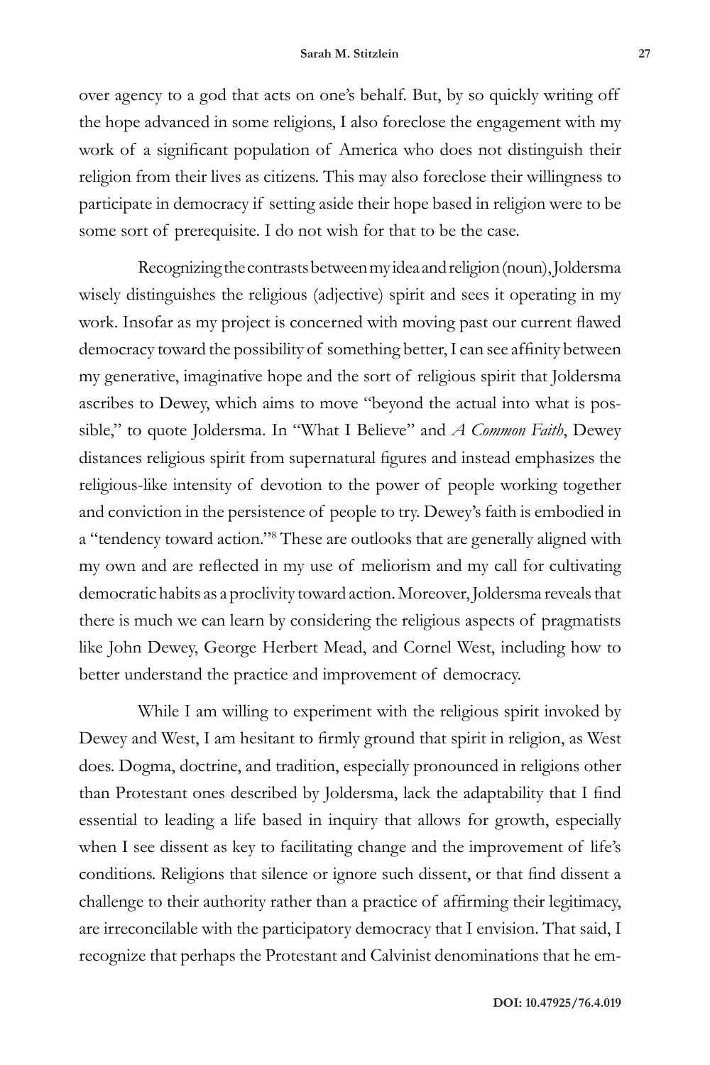over agency to a god that acts on one's behalf. But, by so quickly writing off the hope advanced in some religions, I also foreclose the engagement with my work of a significant population of America who does not distinguish their religion from their lives as citizens. This may also foreclose their willingness to participate in democracy if setting aside their hope based in religion were to be some sort of prerequisite. I do not wish for that to be the case.

Recognizing the contrasts between my idea and religion (noun), Joldersma wisely distinguishes the religious (adjective) spirit and sees it operating in my work. Insofar as my project is concerned with moving past our current flawed democracy toward the possibility of something better, I can see affinity between my generative, imaginative hope and the sort of religious spirit that Joldersma ascribes to Dewey, which aims to move "beyond the actual into what is possible," to quote Joldersma. In "What I Believe" and *A Common Faith*, Dewey distances religious spirit from supernatural figures and instead emphasizes the religious-like intensity of devotion to the power of people working together and conviction in the persistence of people to try. Dewey's faith is embodied in a "tendency toward action."[8] These are outlooks that are generally aligned with my own and are reflected in my use of meliorism and my call for cultivating democratic habits as a proclivity toward action. Moreover, Joldersma reveals that there is much we can learn by considering the religious aspects of pragmatists like John Dewey, George Herbert Mead, and Cornel West, including how to better understand the practice and improvement of democracy.

While I am willing to experiment with the religious spirit invoked by Dewey and West, I am hesitant to firmly ground that spirit in religion, as West does. Dogma, doctrine, and tradition, especially pronounced in religions other than Protestant ones described by Joldersma, lack the adaptability that I find essential to leading a life based in inquiry that allows for growth, especially when I see dissent as key to facilitating change and the improvement of life's conditions. Religions that silence or ignore such dissent, or that find dissent a challenge to their authority rather than a practice of affirming their legitimacy, are irreconcilable with the participatory democracy that I envision. That said, I recognize that perhaps the Protestant and Calvinist denominations that he em-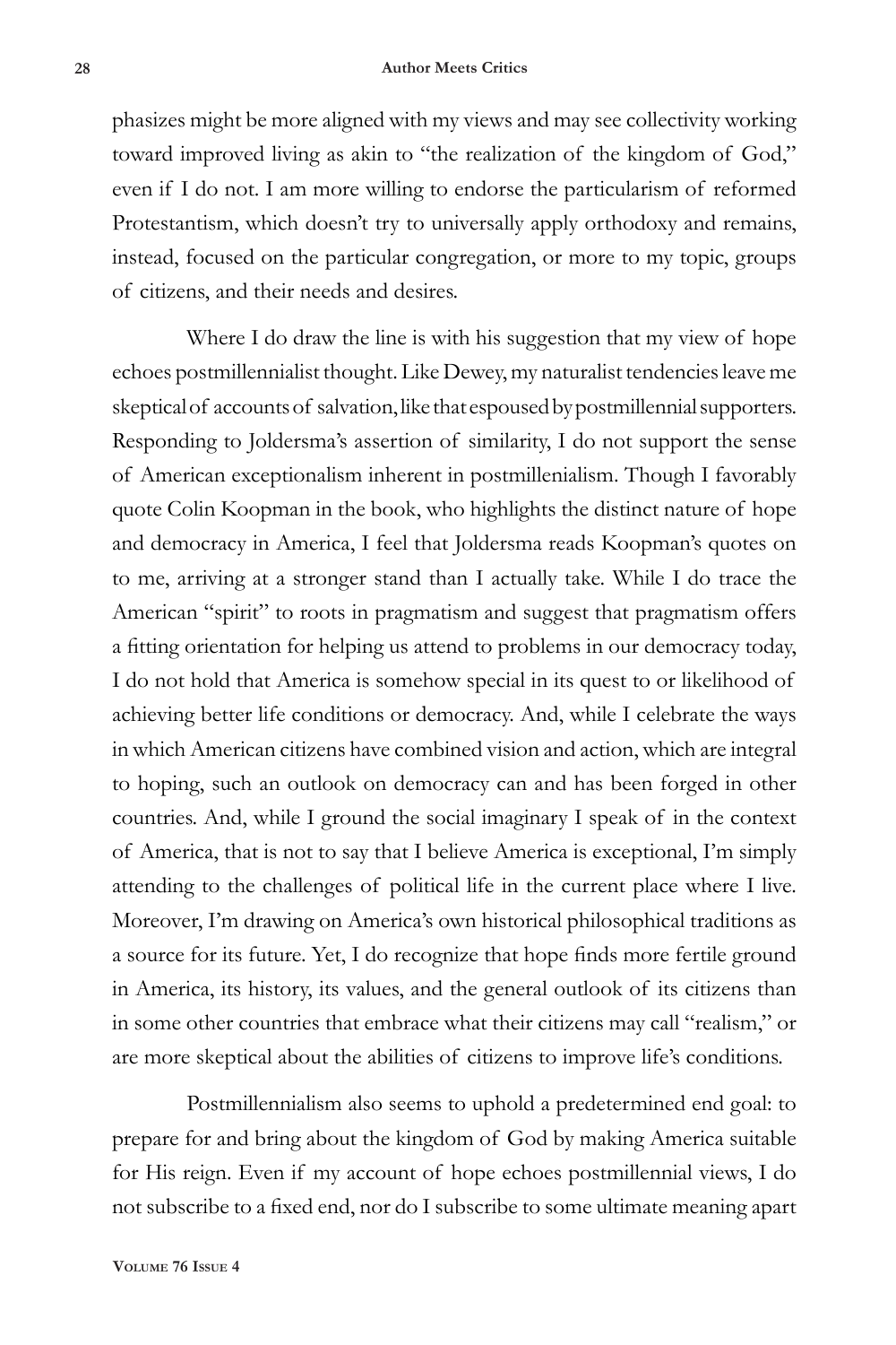phasizes might be more aligned with my views and may see collectivity working toward improved living as akin to "the realization of the kingdom of God," even if I do not. I am more willing to endorse the particularism of reformed Protestantism, which doesn't try to universally apply orthodoxy and remains, instead, focused on the particular congregation, or more to my topic, groups of citizens, and their needs and desires.

Where I do draw the line is with his suggestion that my view of hope echoes postmillennialist thought. Like Dewey, my naturalist tendencies leave me skeptical of accounts of salvation, like that espoused by postmillennial supporters. Responding to Joldersma's assertion of similarity, I do not support the sense of American exceptionalism inherent in postmillenialism. Though I favorably quote Colin Koopman in the book, who highlights the distinct nature of hope and democracy in America, I feel that Joldersma reads Koopman's quotes on to me, arriving at a stronger stand than I actually take. While I do trace the American "spirit" to roots in pragmatism and suggest that pragmatism offers a fitting orientation for helping us attend to problems in our democracy today, I do not hold that America is somehow special in its quest to or likelihood of achieving better life conditions or democracy. And, while I celebrate the ways in which American citizens have combined vision and action, which are integral to hoping, such an outlook on democracy can and has been forged in other countries. And, while I ground the social imaginary I speak of in the context of America, that is not to say that I believe America is exceptional, I'm simply attending to the challenges of political life in the current place where I live. Moreover, I'm drawing on America's own historical philosophical traditions as a source for its future. Yet, I do recognize that hope finds more fertile ground in America, its history, its values, and the general outlook of its citizens than in some other countries that embrace what their citizens may call "realism," or are more skeptical about the abilities of citizens to improve life's conditions.

Postmillennialism also seems to uphold a predetermined end goal: to prepare for and bring about the kingdom of God by making America suitable for His reign. Even if my account of hope echoes postmillennial views, I do not subscribe to a fixed end, nor do I subscribe to some ultimate meaning apart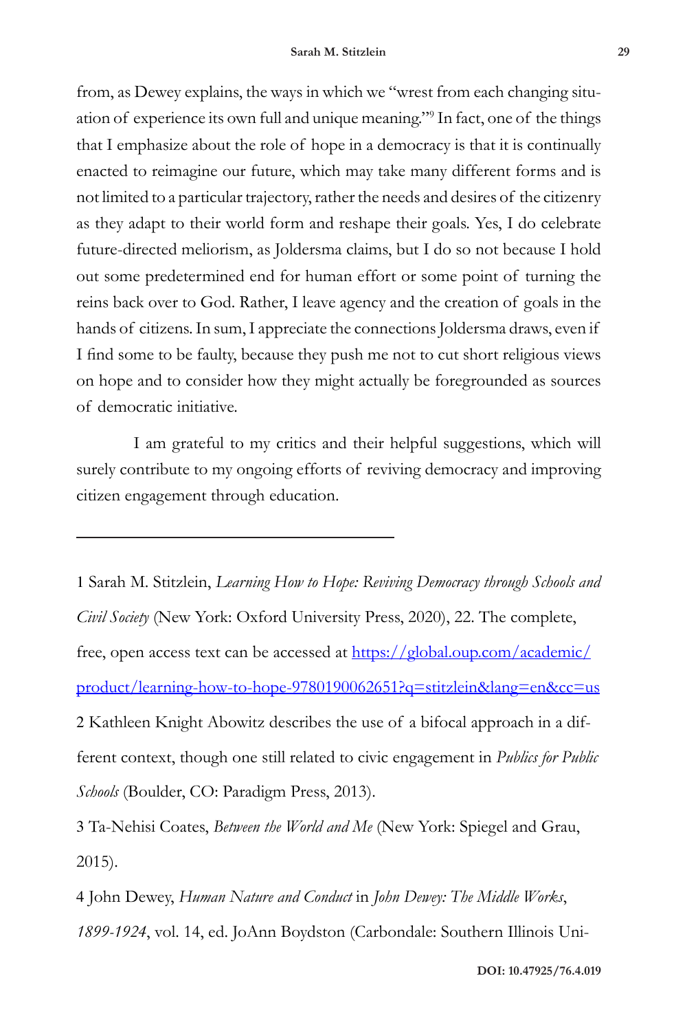from, as Dewey explains, the ways in which we "wrest from each changing situation of experience its own full and unique meaning."[9] In fact, one of the things that I emphasize about the role of hope in a democracy is that it is continually enacted to reimagine our future, which may take many different forms and is not limited to a particular trajectory, rather the needs and desires of the citizenry as they adapt to their world form and reshape their goals. Yes, I do celebrate future-directed meliorism, as Joldersma claims, but I do so not because I hold out some predetermined end for human effort or some point of turning the reins back over to God. Rather, I leave agency and the creation of goals in the hands of citizens. In sum, I appreciate the connections Joldersma draws, even if I find some to be faulty, because they push me not to cut short religious views on hope and to consider how they might actually be foregrounded as sources of democratic initiative.

I am grateful to my critics and their helpful suggestions, which will surely contribute to my ongoing efforts of reviving democracy and improving citizen engagement through education.

---

1 Sarah M. Stitzlein, *Learning How to Hope: Reviving Democracy through Schools and Civil Society* (New York: Oxford University Press, 2020), 22. The complete, free, open access text can be accessed at [https://global.oup.com/academic/product/learning-how-to-hope-9780190062651?q=stitzlein&lang=en&cc=us](https://global.oup.com/academic/product/learning-how-to-hope-9780190062651?q=stitzlein&lang=en&cc=us)

2 Kathleen Knight Abowitz describes the use of a bifocal approach in a different context, though one still related to civic engagement in *Publics for Public Schools* (Boulder, CO: Paradigm Press, 2013).

3 Ta-Nehisi Coates, *Between the World and Me* (New York: Spiegel and Grau, 2015).

4 John Dewey, *Human Nature and Conduct* in *John Dewey: The Middle Works, 1899-1924*, vol. 14, ed. JoAnn Boydston (Carbondale: Southern Illinois Uni-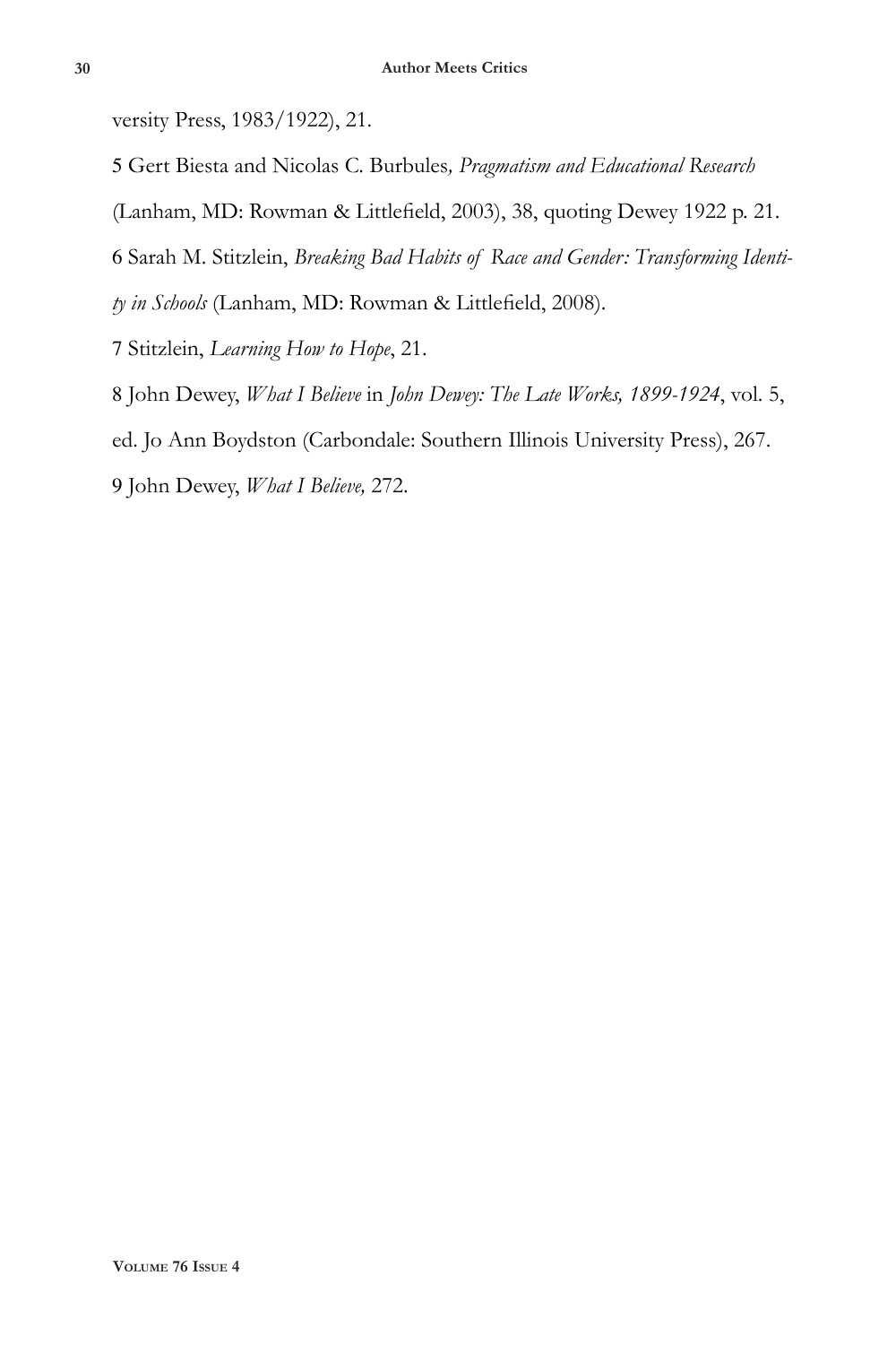versity Press, 1983/1922), 21.

5 Gert Biesta and Nicolas C. Burbules*, Pragmatism and Educational Research* (Lanham, MD: Rowman & Littlefield, 2003), 38, quoting Dewey 1922 p. 21.

6 Sarah M. Stitzlein, *Breaking Bad Habits of Race and Gender: Transforming Identity in Schools* (Lanham, MD: Rowman & Littlefield, 2008).

7 Stitzlein, *Learning How to Hope*, 21.

8 John Dewey, *What I Believe* in *John Dewey: The Late Works, 1899-1924*, vol. 5, ed. Jo Ann Boydston (Carbondale: Southern Illinois University Press), 267.

9 John Dewey, *What I Believe,* 272.